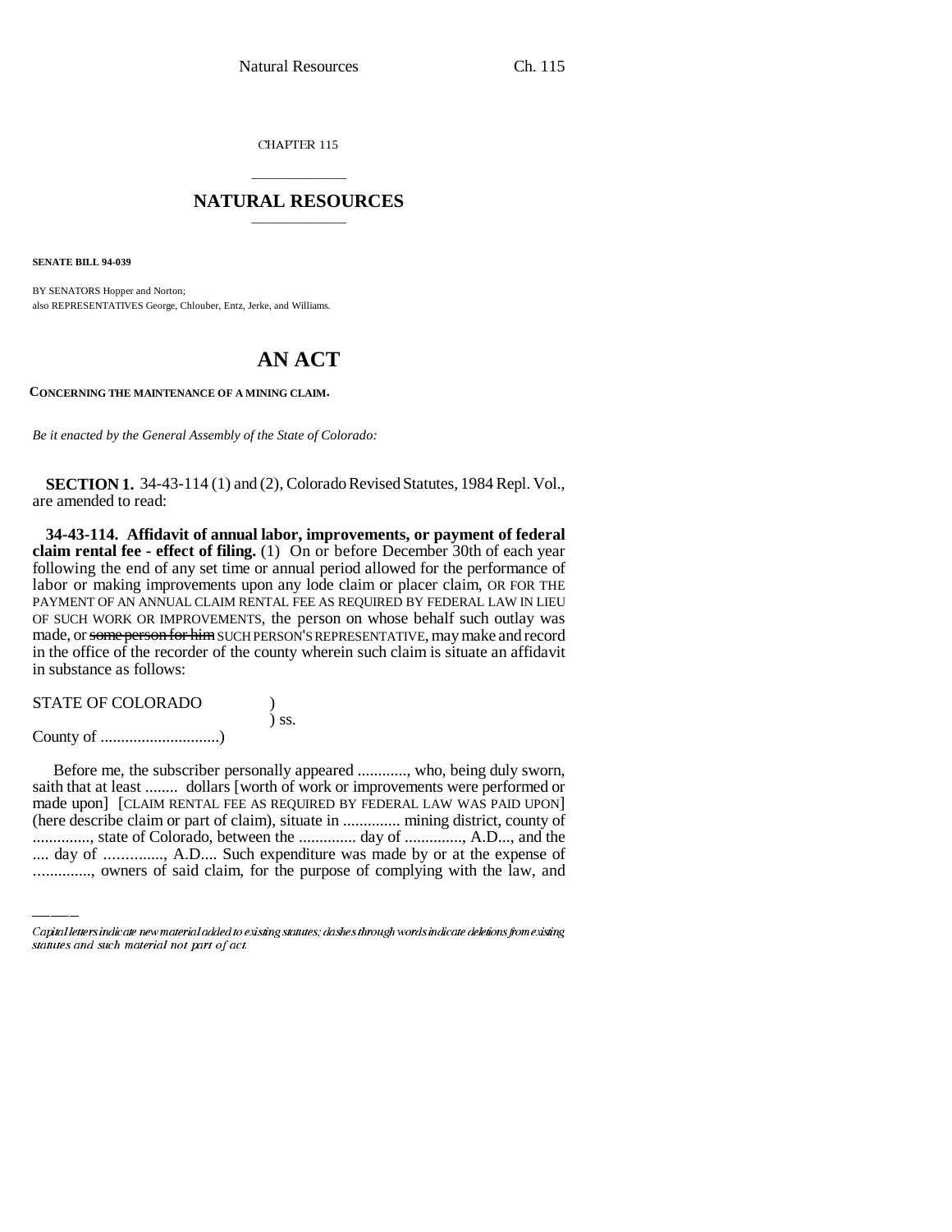CHAPTER 115

## NATURAL RESOURCES

**SENATE BILL 94-039**

BY SENATORS Hopper and Norton;
also REPRESENTATIVES George, Chlouber, Entz, Jerke, and Williams.

# AN ACT

**CONCERNING THE MAINTENANCE OF A MINING CLAIM.**

*Be it enacted by the General Assembly of the State of Colorado:*

**SECTION 1.** 34-43-114 (1) and (2), Colorado Revised Statutes, 1984 Repl. Vol., are amended to read:

**34-43-114. Affidavit of annual labor, improvements, or payment of federal claim rental fee - effect of filing.** (1) On or before December 30th of each year following the end of any set time or annual period allowed for the performance of labor or making improvements upon any lode claim or placer claim, OR FOR THE PAYMENT OF AN ANNUAL CLAIM RENTAL FEE AS REQUIRED BY FEDERAL LAW IN LIEU OF SUCH WORK OR IMPROVEMENTS, the person on whose behalf such outlay was made, or ~~some person for him~~ SUCH PERSON'S REPRESENTATIVE, may make and record in the office of the recorder of the county wherein such claim is situate an affidavit in substance as follows:

STATE OF COLORADO )
) ss.
County of ............................)

Before me, the subscriber personally appeared ............, who, being duly sworn, saith that at least ........ dollars [worth of work or improvements were performed or made upon] [CLAIM RENTAL FEE AS REQUIRED BY FEDERAL LAW WAS PAID UPON] (here describe claim or part of claim), situate in .............. mining district, county of .............., state of Colorado, between the .............. day of .............., A.D..., and the .... day of .............., A.D.... Such expenditure was made by or at the expense of .............., owners of said claim, for the purpose of complying with the law, and

Capital letters indicate new material added to existing statutes; dashes through words indicate deletions from existing statutes and such material not part of act.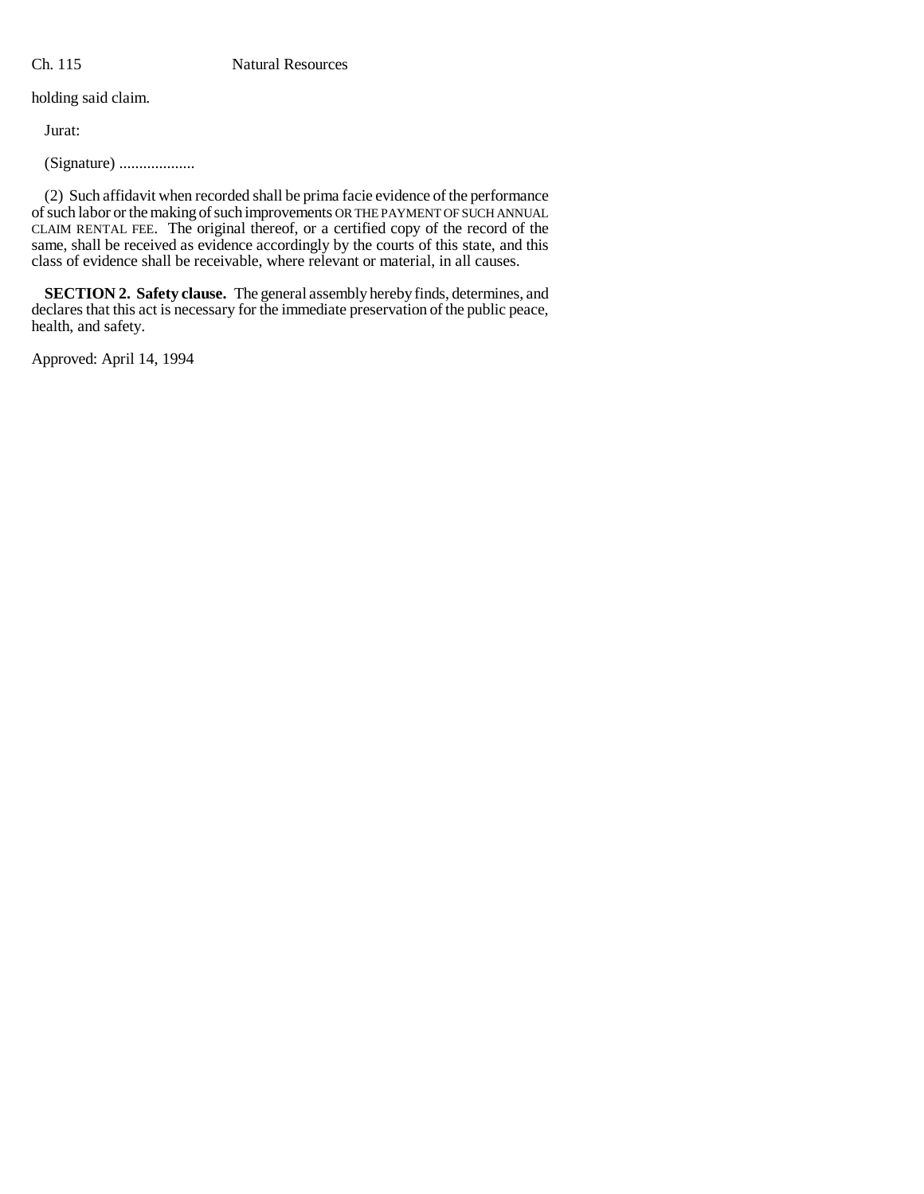holding said claim.

Jurat:

(Signature) ...................

(2) Such affidavit when recorded shall be prima facie evidence of the performance of such labor or the making of such improvements OR THE PAYMENT OF SUCH ANNUAL CLAIM RENTAL FEE. The original thereof, or a certified copy of the record of the same, shall be received as evidence accordingly by the courts of this state, and this class of evidence shall be receivable, where relevant or material, in all causes.

**SECTION 2. Safety clause.** The general assembly hereby finds, determines, and declares that this act is necessary for the immediate preservation of the public peace, health, and safety.

Approved: April 14, 1994